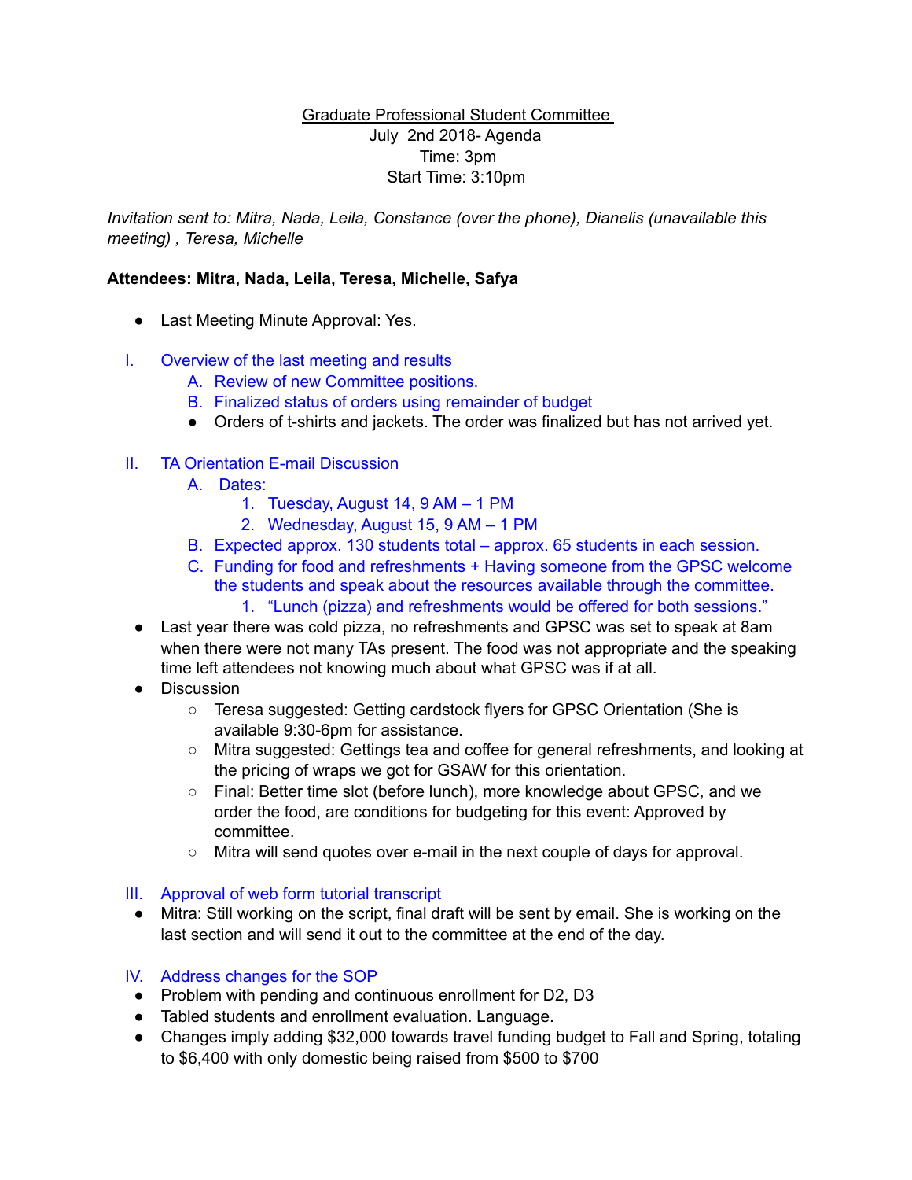Graduate Professional Student Committee
July 2nd 2018- Agenda
Time: 3pm
Start Time: 3:10pm

*Invitation sent to: Mitra, Nada, Leila, Constance (over the phone), Dianelis (unavailable this meeting) , Teresa, Michelle*

**Attendees: Mitra, Nada, Leila, Teresa, Michelle, Safya**

- Last Meeting Minute Approval: Yes.

I. Overview of the last meeting and results
    A. Review of new Committee positions.
    B. Finalized status of orders using remainder of budget
    - Orders of t-shirts and jackets. The order was finalized but has not arrived yet.

II. TA Orientation E-mail Discussion
    A. Dates:
        1. Tuesday, August 14, 9 AM – 1 PM
        2. Wednesday, August 15, 9 AM – 1 PM
    B. Expected approx. 130 students total – approx. 65 students in each session.
    C. Funding for food and refreshments + Having someone from the GPSC welcome the students and speak about the resources available through the committee.
        1. "Lunch (pizza) and refreshments would be offered for both sessions."

- Last year there was cold pizza, no refreshments and GPSC was set to speak at 8am when there were not many TAs present. The food was not appropriate and the speaking time left attendees not knowing much about what GPSC was if at all.
- Discussion
    - Teresa suggested: Getting cardstock flyers for GPSC Orientation (She is available 9:30-6pm for assistance.
    - Mitra suggested: Gettings tea and coffee for general refreshments, and looking at the pricing of wraps we got for GSAW for this orientation.
    - Final: Better time slot (before lunch), more knowledge about GPSC, and we order the food, are conditions for budgeting for this event: Approved by committee.
    - Mitra will send quotes over e-mail in the next couple of days for approval.

III. Approval of web form tutorial transcript
- Mitra: Still working on the script, final draft will be sent by email. She is working on the last section and will send it out to the committee at the end of the day.

IV. Address changes for the SOP
- Problem with pending and continuous enrollment for D2, D3
- Tabled students and enrollment evaluation. Language.
- Changes imply adding $32,000 towards travel funding budget to Fall and Spring, totaling to $6,400 with only domestic being raised from $500 to $700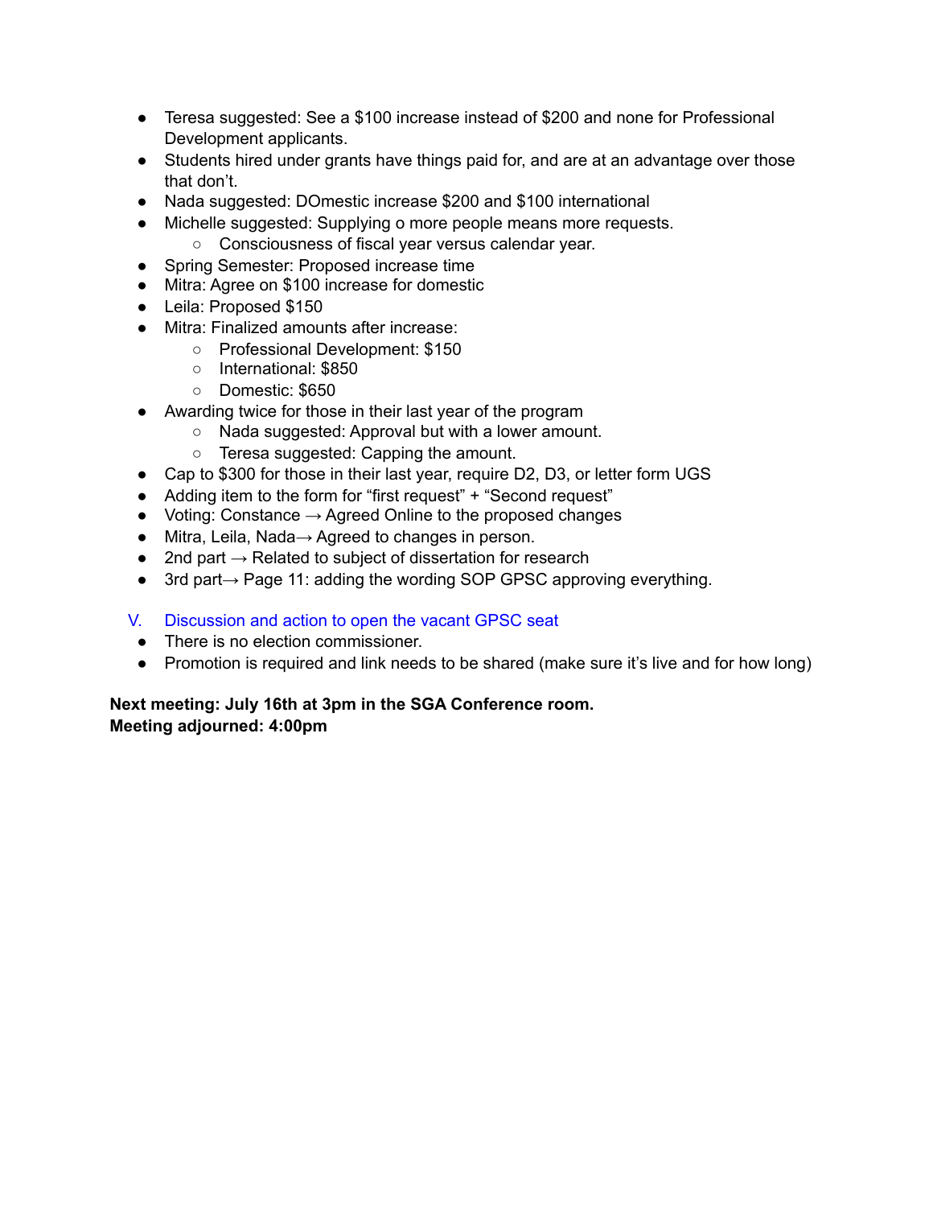- Teresa suggested: See a $100 increase instead of $200 and none for Professional Development applicants.
- Students hired under grants have things paid for, and are at an advantage over those that don't.
- Nada suggested: DOmestic increase $200 and $100 international
- Michelle suggested: Supplying o more people means more requests.
  - Consciousness of fiscal year versus calendar year.
- Spring Semester: Proposed increase time
- Mitra: Agree on $100 increase for domestic
- Leila: Proposed $150
- Mitra: Finalized amounts after increase:
  - Professional Development: $150
  - International: $850
  - Domestic: $650
- Awarding twice for those in their last year of the program
  - Nada suggested: Approval but with a lower amount.
  - Teresa suggested: Capping the amount.
- Cap to $300 for those in their last year, require D2, D3, or letter form UGS
- Adding item to the form for "first request" + "Second request"
- Voting: Constance → Agreed Online to the proposed changes
- Mitra, Leila, Nada→ Agreed to changes in person.
- 2nd part → Related to subject of dissertation for research
- 3rd part→ Page 11: adding the wording SOP GPSC approving everything.

V. Discussion and action to open the vacant GPSC seat

- There is no election commissioner.
- Promotion is required and link needs to be shared (make sure it's live and for how long)

**Next meeting: July 16th at 3pm in the SGA Conference room.**
**Meeting adjourned: 4:00pm**